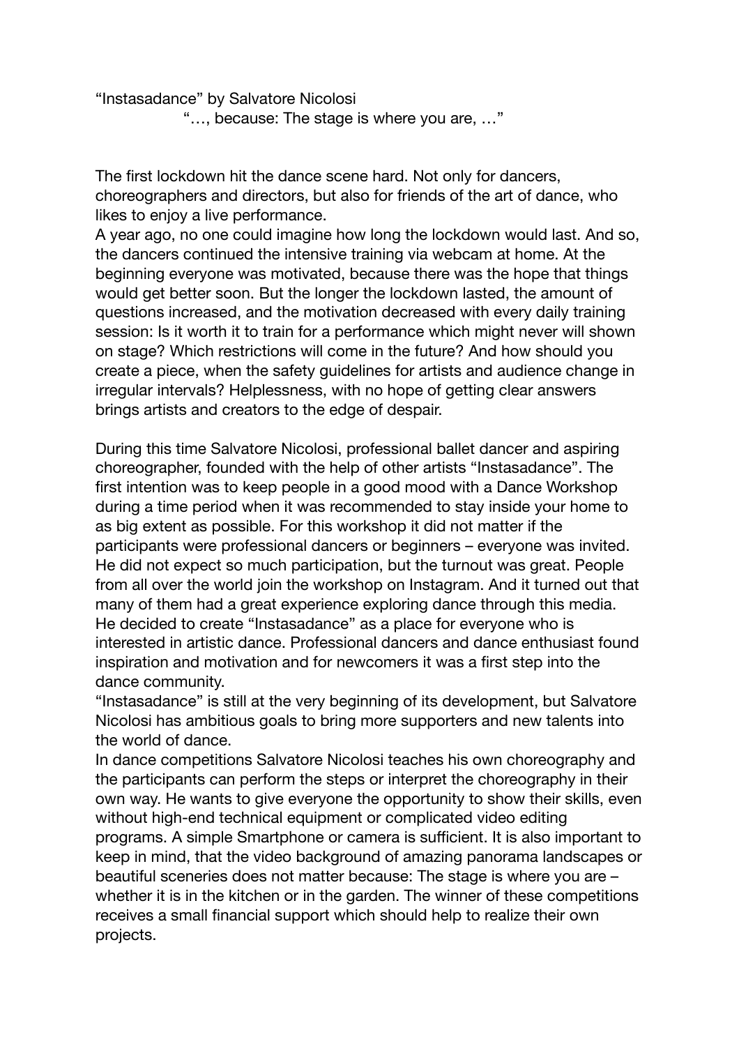“Instasadance” by Salvatore Nicolosi

“…, because: The stage is where you are, …”

The first lockdown hit the dance scene hard. Not only for dancers, choreographers and directors, but also for friends of the art of dance, who likes to enjoy a live performance.
A year ago, no one could imagine how long the lockdown would last. And so, the dancers continued the intensive training via webcam at home. At the beginning everyone was motivated, because there was the hope that things would get better soon. But the longer the lockdown lasted, the amount of questions increased, and the motivation decreased with every daily training session: Is it worth it to train for a performance which might never will shown on stage? Which restrictions will come in the future? And how should you create a piece, when the safety guidelines for artists and audience change in irregular intervals? Helplessness, with no hope of getting clear answers brings artists and creators to the edge of despair.

During this time Salvatore Nicolosi, professional ballet dancer and aspiring choreographer, founded with the help of other artists “Instasadance”. The first intention was to keep people in a good mood with a Dance Workshop during a time period when it was recommended to stay inside your home to as big extent as possible. For this workshop it did not matter if the participants were professional dancers or beginners – everyone was invited. He did not expect so much participation, but the turnout was great. People from all over the world join the workshop on Instagram. And it turned out that many of them had a great experience exploring dance through this media. He decided to create “Instasadance” as a place for everyone who is interested in artistic dance. Professional dancers and dance enthusiast found inspiration and motivation and for newcomers it was a first step into the dance community.
“Instasadance” is still at the very beginning of its development, but Salvatore Nicolosi has ambitious goals to bring more supporters and new talents into the world of dance.
In dance competitions Salvatore Nicolosi teaches his own choreography and the participants can perform the steps or interpret the choreography in their own way. He wants to give everyone the opportunity to show their skills, even without high-end technical equipment or complicated video editing programs. A simple Smartphone or camera is sufficient. It is also important to keep in mind, that the video background of amazing panorama landscapes or beautiful sceneries does not matter because: The stage is where you are – whether it is in the kitchen or in the garden. The winner of these competitions receives a small financial support which should help to realize their own projects.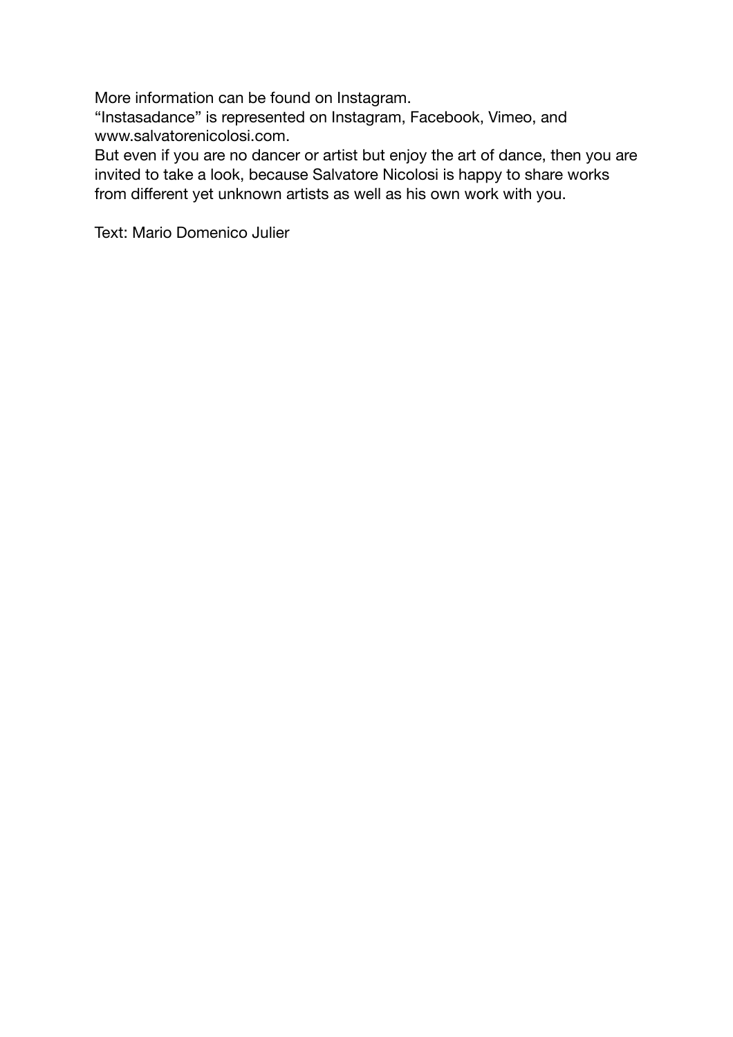More information can be found on Instagram.
"Instasadance" is represented on Instagram, Facebook, Vimeo, and www.salvatorenicolosi.com.
But even if you are no dancer or artist but enjoy the art of dance, then you are invited to take a look, because Salvatore Nicolosi is happy to share works from different yet unknown artists as well as his own work with you.

Text: Mario Domenico Julier